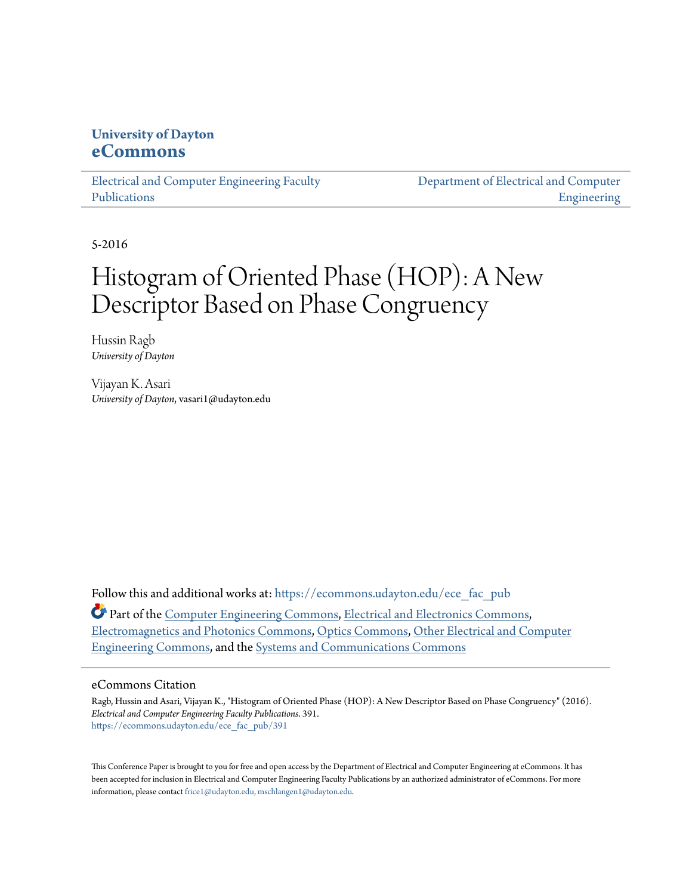**University of Dayton**
**eCommons**

Electrical and Computer Engineering Faculty Publications

Department of Electrical and Computer Engineering

5-2016

# Histogram of Oriented Phase (HOP): A New Descriptor Based on Phase Congruency

Hussin Ragb
*University of Dayton*

Vijayan K. Asari
*University of Dayton*, vasari1@udayton.edu

Follow this and additional works at: https://ecommons.udayton.edu/ece_fac_pub

Part of the Computer Engineering Commons, Electrical and Electronics Commons, Electromagnetics and Photonics Commons, Optics Commons, Other Electrical and Computer Engineering Commons, and the Systems and Communications Commons

## eCommons Citation

Ragb, Hussin and Asari, Vijayan K., "Histogram of Oriented Phase (HOP): A New Descriptor Based on Phase Congruency" (2016). *Electrical and Computer Engineering Faculty Publications*. 391.
https://ecommons.udayton.edu/ece_fac_pub/391

This Conference Paper is brought to you for free and open access by the Department of Electrical and Computer Engineering at eCommons. It has been accepted for inclusion in Electrical and Computer Engineering Faculty Publications by an authorized administrator of eCommons. For more information, please contact frice1@udayton.edu, mschlangen1@udayton.edu.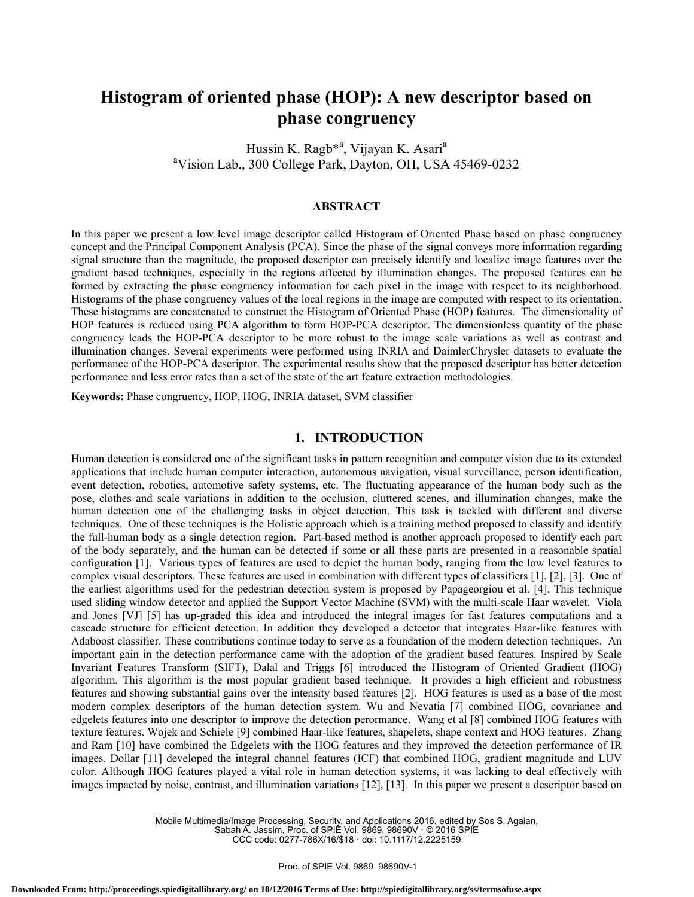# Histogram of oriented phase (HOP): A new descriptor based on phase congruency

Hussin K. Ragb*[a], Vijayan K. Asari[a]

[a]Vision Lab., 300 College Park, Dayton, OH, USA 45469-0232

## ABSTRACT

In this paper we present a low level image descriptor called Histogram of Oriented Phase based on phase congruency concept and the Principal Component Analysis (PCA). Since the phase of the signal conveys more information regarding signal structure than the magnitude, the proposed descriptor can precisely identify and localize image features over the gradient based techniques, especially in the regions affected by illumination changes. The proposed features can be formed by extracting the phase congruency information for each pixel in the image with respect to its neighborhood. Histograms of the phase congruency values of the local regions in the image are computed with respect to its orientation. These histograms are concatenated to construct the Histogram of Oriented Phase (HOP) features. The dimensionality of HOP features is reduced using PCA algorithm to form HOP-PCA descriptor. The dimensionless quantity of the phase congruency leads the HOP-PCA descriptor to be more robust to the image scale variations as well as contrast and illumination changes. Several experiments were performed using INRIA and DaimlerChrysler datasets to evaluate the performance of the HOP-PCA descriptor. The experimental results show that the proposed descriptor has better detection performance and less error rates than a set of the state of the art feature extraction methodologies.

**Keywords:** Phase congruency, HOP, HOG, INRIA dataset, SVM classifier

## 1. INTRODUCTION

Human detection is considered one of the significant tasks in pattern recognition and computer vision due to its extended applications that include human computer interaction, autonomous navigation, visual surveillance, person identification, event detection, robotics, automotive safety systems, etc. The fluctuating appearance of the human body such as the pose, clothes and scale variations in addition to the occlusion, cluttered scenes, and illumination changes, make the human detection one of the challenging tasks in object detection. This task is tackled with different and diverse techniques. One of these techniques is the Holistic approach which is a training method proposed to classify and identify the full-human body as a single detection region. Part-based method is another approach proposed to identify each part of the body separately, and the human can be detected if some or all these parts are presented in a reasonable spatial configuration [1]. Various types of features are used to depict the human body, ranging from the low level features to complex visual descriptors. These features are used in combination with different types of classifiers [1], [2], [3]. One of the earliest algorithms used for the pedestrian detection system is proposed by Papageorgiou et al. [4]. This technique used sliding window detector and applied the Support Vector Machine (SVM) with the multi-scale Haar wavelet. Viola and Jones [VJ] [5] has up-graded this idea and introduced the integral images for fast features computations and a cascade structure for efficient detection. In addition they developed a detector that integrates Haar-like features with Adaboost classifier. These contributions continue today to serve as a foundation of the modern detection techniques. An important gain in the detection performance came with the adoption of the gradient based features. Inspired by Scale Invariant Features Transform (SIFT), Dalal and Triggs [6] introduced the Histogram of Oriented Gradient (HOG) algorithm. This algorithm is the most popular gradient based technique. It provides a high efficient and robustness features and showing substantial gains over the intensity based features [2]. HOG features is used as a base of the most modern complex descriptors of the human detection system. Wu and Nevatia [7] combined HOG, covariance and edgelets features into one descriptor to improve the detection perormance. Wang et al [8] combined HOG features with texture features. Wojek and Schiele [9] combined Haar-like features, shapelets, shape context and HOG features. Zhang and Ram [10] have combined the Edgelets with the HOG features and they improved the detection performance of IR images. Dollar [11] developed the integral channel features (ICF) that combined HOG, gradient magnitude and LUV color. Although HOG features played a vital role in human detection systems, it was lacking to deal effectively with images impacted by noise, contrast, and illumination variations [12], [13]. In this paper we present a descriptor based on

Mobile Multimedia/Image Processing, Security, and Applications 2016, edited by Sos S. Agaian, Sabah A. Jassim, Proc. of SPIE Vol. 9869, 98690V · © 2016 SPIE
CCC code: 0277-786X/16/$18 · doi: 10.1117/12.2225159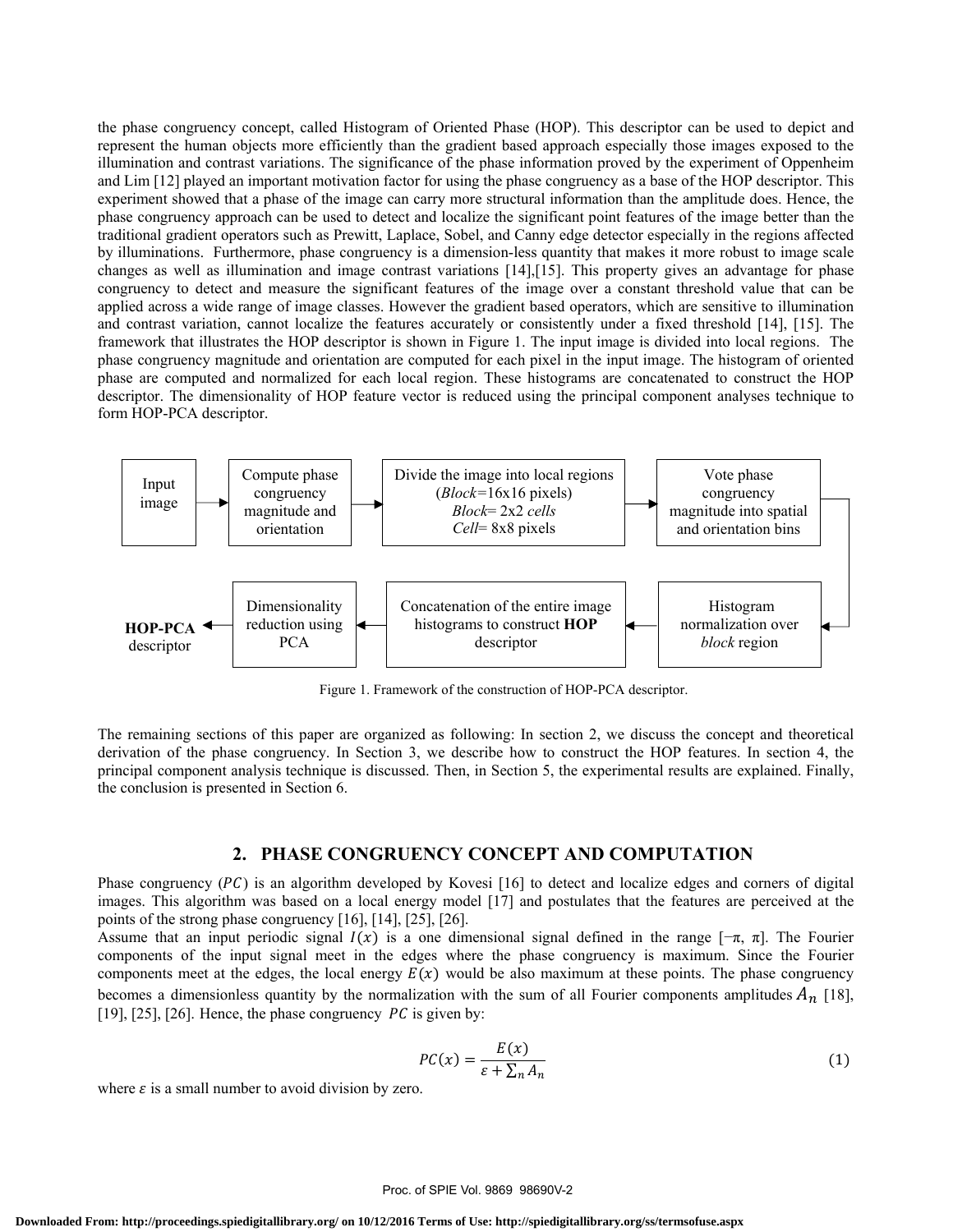the phase congruency concept, called Histogram of Oriented Phase (HOP). This descriptor can be used to depict and represent the human objects more efficiently than the gradient based approach especially those images exposed to the illumination and contrast variations. The significance of the phase information proved by the experiment of Oppenheim and Lim [12] played an important motivation factor for using the phase congruency as a base of the HOP descriptor. This experiment showed that a phase of the image can carry more structural information than the amplitude does. Hence, the phase congruency approach can be used to detect and localize the significant point features of the image better than the traditional gradient operators such as Prewitt, Laplace, Sobel, and Canny edge detector especially in the regions affected by illuminations. Furthermore, phase congruency is a dimension-less quantity that makes it more robust to image scale changes as well as illumination and image contrast variations [14],[15]. This property gives an advantage for phase congruency to detect and measure the significant features of the image over a constant threshold value that can be applied across a wide range of image classes. However the gradient based operators, which are sensitive to illumination and contrast variation, cannot localize the features accurately or consistently under a fixed threshold [14], [15]. The framework that illustrates the HOP descriptor is shown in Figure 1. The input image is divided into local regions. The phase congruency magnitude and orientation are computed for each pixel in the input image. The histogram of oriented phase are computed and normalized for each local region. These histograms are concatenated to construct the HOP descriptor. The dimensionality of HOP feature vector is reduced using the principal component analyses technique to form HOP-PCA descriptor.

Input image → Compute phase congruency magnitude and orientation → Divide the image into local regions (*Block*=16x16 pixels) *Block*= 2x2 *cells* *Cell*= 8x8 pixels → Vote phase congruency magnitude into spatial and orientation bins → Histogram normalization over *block* region → Concatenation of the entire image histograms to construct **HOP** descriptor → Dimensionality reduction using PCA → **HOP-PCA** descriptor

Figure 1. Framework of the construction of HOP-PCA descriptor.

The remaining sections of this paper are organized as following: In section 2, we discuss the concept and theoretical derivation of the phase congruency. In Section 3, we describe how to construct the HOP features. In section 4, the principal component analysis technique is discussed. Then, in Section 5, the experimental results are explained. Finally, the conclusion is presented in Section 6.

## 2. PHASE CONGRUENCY CONCEPT AND COMPUTATION

Phase congruency ($PC$) is an algorithm developed by Kovesi [16] to detect and localize edges and corners of digital images. This algorithm was based on a local energy model [17] and postulates that the features are perceived at the points of the strong phase congruency [16], [14], [25], [26].

Assume that an input periodic signal $I(x)$ is a one dimensional signal defined in the range $[-\pi, \pi]$. The Fourier components of the input signal meet in the edges where the phase congruency is maximum. Since the Fourier components meet at the edges, the local energy $E(x)$ would be also maximum at these points. The phase congruency becomes a dimensionless quantity by the normalization with the sum of all Fourier components amplitudes $A_n$ [18], [19], [25], [26]. Hence, the phase congruency $PC$ is given by:

$$PC(x) = \frac{E(x)}{\varepsilon + \sum_n A_n} \tag{1}$$

where $\varepsilon$ is a small number to avoid division by zero.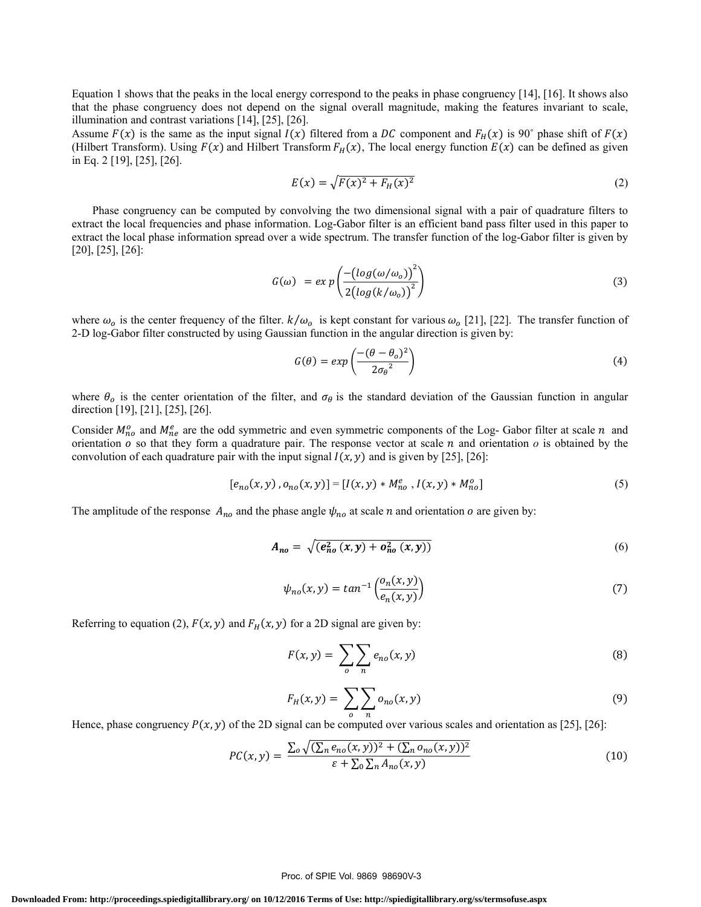Equation 1 shows that the peaks in the local energy correspond to the peaks in phase congruency [14], [16]. It shows also that the phase congruency does not depend on the signal overall magnitude, making the features invariant to scale, illumination and contrast variations [14], [25], [26].

Assume $F(x)$ is the same as the input signal $I(x)$ filtered from a $DC$ component and $F_H(x)$ is 90° phase shift of $F(x)$ (Hilbert Transform). Using $F(x)$ and Hilbert Transform $F_H(x)$, The local energy function $E(x)$ can be defined as given in Eq. 2 [19], [25], [26].

$$E(x) = \sqrt{F(x)^2 + F_H(x)^2} \tag{2}$$

Phase congruency can be computed by convolving the two dimensional signal with a pair of quadrature filters to extract the local frequencies and phase information. Log-Gabor filter is an efficient band pass filter used in this paper to extract the local phase information spread over a wide spectrum. The transfer function of the log-Gabor filter is given by [20], [25], [26]:

$$G(\omega) \ = exp\left(\frac{-\left(log(\omega/\omega_o)\right)^2}{2\left(log(k/\omega_o)\right)^2}\right) \tag{3}$$

where $\omega_o$ is the center frequency of the filter. $k/\omega_o$ is kept constant for various $\omega_o$ [21], [22]. The transfer function of 2-D log-Gabor filter constructed by using Gaussian function in the angular direction is given by:

$$G(\theta) = exp\left(\frac{-(\theta - \theta_o)^2}{2\sigma_\theta{}^2}\right) \tag{4}$$

where $\theta_o$ is the center orientation of the filter, and $\sigma_\theta$ is the standard deviation of the Gaussian function in angular direction [19], [21], [25], [26].

Consider $M_{no}^{o}$ and $M_{ne}^{e}$ are the odd symmetric and even symmetric components of the Log- Gabor filter at scale $n$ and orientation $o$ so that they form a quadrature pair. The response vector at scale $n$ and orientation $o$ is obtained by the convolution of each quadrature pair with the input signal $I(x,y)$ and is given by [25], [26]:

$$[e_{no}(x,y)\ , o_{no}(x,y)] = [I(x,y) * M_{no}^{e}\ , I(x,y) * M_{no}^{o}] \tag{5}$$

The amplitude of the response $A_{no}$ and the phase angle $\psi_{no}$ at scale $n$ and orientation $o$ are given by:

$$\boldsymbol{A_{no}} = \sqrt{(\boldsymbol{e_{no}^2}\,(\boldsymbol{x},\boldsymbol{y}) + \boldsymbol{o_{no}^2}\,(\boldsymbol{x},\boldsymbol{y}))} \tag{6}$$

$$\psi_{no}(x,y) = tan^{-1}\left(\frac{o_n(x,y)}{e_n(x,y)}\right) \tag{7}$$

Referring to equation (2), $F(x,y)$ and $F_H(x,y)$ for a 2D signal are given by:

$$F(x,y) = \sum_o \sum_n e_{no}(x,y) \tag{8}$$

$$F_H(x,y) = \sum_o \sum_n o_{no}(x,y) \tag{9}$$

Hence, phase congruency $P(x,y)$ of the 2D signal can be computed over various scales and orientation as [25], [26]:

$$PC(x,y) = \frac{\sum_o \sqrt{(\sum_n e_{no}(x,y))^2 + (\sum_n o_{no}(x,y))^2}}{\varepsilon + \sum_0 \sum_n A_{no}(x,y)} \tag{10}$$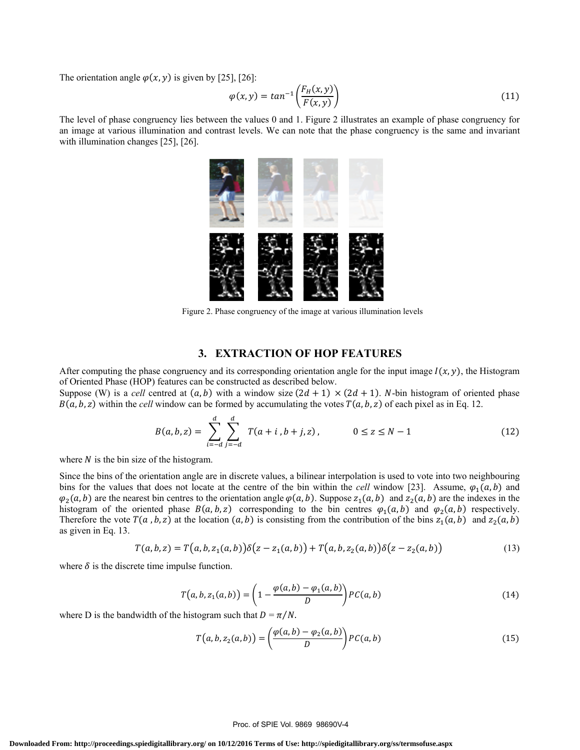The orientation angle $\varphi(x, y)$ is given by [25], [26]:

$$\varphi(x, y) = tan^{-1}\left(\frac{F_H(x, y)}{F(x, y)}\right) \tag{11}$$

The level of phase congruency lies between the values 0 and 1. Figure 2 illustrates an example of phase congruency for an image at various illumination and contrast levels. We can note that the phase congruency is the same and invariant with illumination changes [25], [26].

Figure 2. Phase congruency of the image at various illumination levels

## 3. EXTRACTION OF HOP FEATURES

After computing the phase congruency and its corresponding orientation angle for the input image $I(x, y)$, the Histogram of Oriented Phase (HOP) features can be constructed as described below.

Suppose (W) is a *cell* centred at $(a, b)$ with a window size $(2d + 1) \times (2d + 1)$. $N$-bin histogram of oriented phase $B(a, b, z)$ within the *cell* window can be formed by accumulating the votes $T(a, b, z)$ of each pixel as in Eq. 12.

$$B(a, b, z) = \sum_{i=-d}^{d} \sum_{j=-d}^{d} T(a + i, b + j, z), \qquad 0 \leq z \leq N - 1 \tag{12}$$

where $N$ is the bin size of the histogram.

Since the bins of the orientation angle are in discrete values, a bilinear interpolation is used to vote into two neighbouring bins for the values that does not locate at the centre of the bin within the *cell* window [23]. Assume, $\varphi_1(a, b)$ and $\varphi_2(a, b)$ are the nearest bin centres to the orientation angle $\varphi(a, b)$. Suppose $z_1(a, b)$ and $z_2(a, b)$ are the indexes in the histogram of the oriented phase $B(a, b, z)$ corresponding to the bin centres $\varphi_1(a, b)$ and $\varphi_2(a, b)$ respectively. Therefore the vote $T(a, b, z)$ at the location $(a, b)$ is consisting from the contribution of the bins $z_1(a, b)$ and $z_2(a, b)$ as given in Eq. 13.

$$T(a, b, z) = T\big(a, b, z_1(a, b)\big)\delta\big(z - z_1(a, b)\big) + T\big(a, b, z_2(a, b)\big)\delta\big(z - z_2(a, b)\big) \tag{13}$$

where $\delta$ is the discrete time impulse function.

$$T\big(a, b, z_1(a, b)\big) = \left(1 - \frac{\varphi(a, b) - \varphi_1(a, b)}{D}\right) PC(a, b) \tag{14}$$

where D is the bandwidth of the histogram such that $D = \pi/N$.

$$T\big(a, b, z_2(a, b)\big) = \left(\frac{\varphi(a, b) - \varphi_2(a, b)}{D}\right) PC(a, b) \tag{15}$$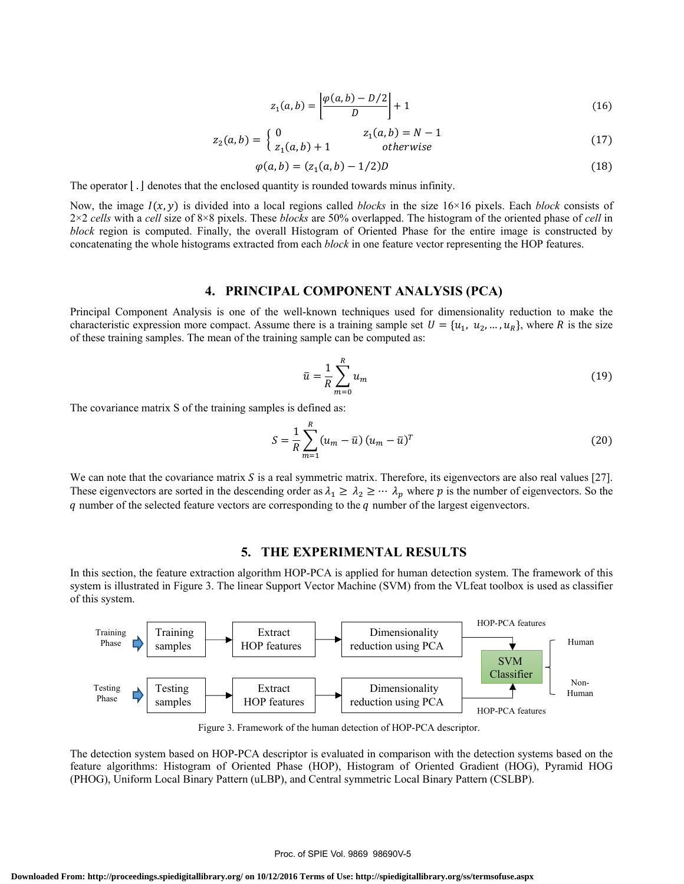$$z_1(a,b) = \left\lfloor \frac{\varphi(a,b) - D/2}{D} \right\rfloor + 1 \tag{16}$$

$$z_2(a,b) = \begin{cases} 0 & z_1(a,b) = N-1 \\ z_1(a,b)+1 & otherwise \end{cases} \tag{17}$$

$$\varphi(a,b) = (z_1(a,b) - 1/2)D \tag{18}$$

The operator $\lfloor . \rfloor$ denotes that the enclosed quantity is rounded towards minus infinity.

Now, the image $I(x,y)$ is divided into a local regions called *blocks* in the size 16×16 pixels. Each *block* consists of 2×2 *cells* with a *cell* size of 8×8 pixels. These *blocks* are 50% overlapped. The histogram of the oriented phase of *cell* in *block* region is computed. Finally, the overall Histogram of Oriented Phase for the entire image is constructed by concatenating the whole histograms extracted from each *block* in one feature vector representing the HOP features.

## 4. PRINCIPAL COMPONENT ANALYSIS (PCA)

Principal Component Analysis is one of the well-known techniques used for dimensionality reduction to make the characteristic expression more compact. Assume there is a training sample set $U = \{u_1, u_2, \ldots, u_R\}$, where $R$ is the size of these training samples. The mean of the training sample can be computed as:

$$\bar{u} = \frac{1}{R}\sum_{m=0}^{R} u_m \tag{19}$$

The covariance matrix S of the training samples is defined as:

$$S = \frac{1}{R}\sum_{m=1}^{R} (u_m - \bar{u})\,(u_m - \bar{u})^T \tag{20}$$

We can note that the covariance matrix $S$ is a real symmetric matrix. Therefore, its eigenvectors are also real values [27]. These eigenvectors are sorted in the descending order as $\lambda_1 \geq \lambda_2 \geq \cdots \lambda_p$ where $p$ is the number of eigenvectors. So the $q$ number of the selected feature vectors are corresponding to the $q$ number of the largest eigenvectors.

## 5. THE EXPERIMENTAL RESULTS

In this section, the feature extraction algorithm HOP-PCA is applied for human detection system. The framework of this system is illustrated in Figure 3. The linear Support Vector Machine (SVM) from the VLfeat toolbox is used as classifier of this system.

Training Phase → Training samples → Extract HOP features → Dimensionality reduction using PCA → HOP-PCA features → SVM Classifier → Human / Non-Human

Testing Phase → Testing samples → Extract HOP features → Dimensionality reduction using PCA → HOP-PCA features → SVM Classifier

Figure 3. Framework of the human detection of HOP-PCA descriptor.

The detection system based on HOP-PCA descriptor is evaluated in comparison with the detection systems based on the feature algorithms: Histogram of Oriented Phase (HOP), Histogram of Oriented Gradient (HOG), Pyramid HOG (PHOG), Uniform Local Binary Pattern (uLBP), and Central symmetric Local Binary Pattern (CSLBP).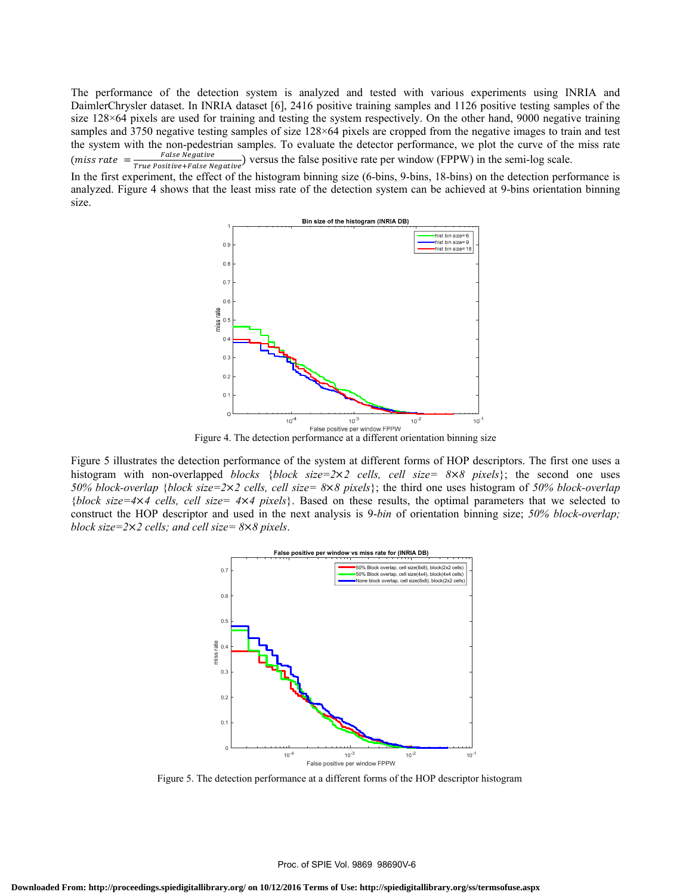The performance of the detection system is analyzed and tested with various experiments using INRIA and DaimlerChrysler dataset. In INRIA dataset [6], 2416 positive training samples and 1126 positive testing samples of the size 128×64 pixels are used for training and testing the system respectively. On the other hand, 9000 negative training samples and 3750 negative testing samples of size 128×64 pixels are cropped from the negative images to train and test the system with the non-pedestrian samples. To evaluate the detector performance, we plot the curve of the miss rate ($miss\ rate\ = \frac{False\ Negative}{True\ Positive + False\ Negative}$) versus the false positive rate per window (FPPW) in the semi-log scale.

In the first experiment, the effect of the histogram binning size (6-bins, 9-bins, 18-bins) on the detection performance is analyzed. Figure 4 shows that the least miss rate of the detection system can be achieved at 9-bins orientation binning size.

Figure 4. The detection performance at a different orientation binning size

Figure 5 illustrates the detection performance of the system at different forms of HOP descriptors. The first one uses a histogram with non-overlapped *blocks* {*block size=2×2 cells, cell size= 8×8 pixels*}; the second one uses *50% block-overlap* {*block size=2×2 cells, cell size= 8×8 pixels*}; the third one uses histogram of *50% block-overlap* {*block size=4×4 cells, cell size= 4×4 pixels*}. Based on these results, the optimal parameters that we selected to construct the HOP descriptor and used in the next analysis is 9-*bin* of orientation binning size; *50% block-overlap; block size=2×2 cells; and cell size= 8×8 pixels*.

Figure 5. The detection performance at a different forms of the HOP descriptor histogram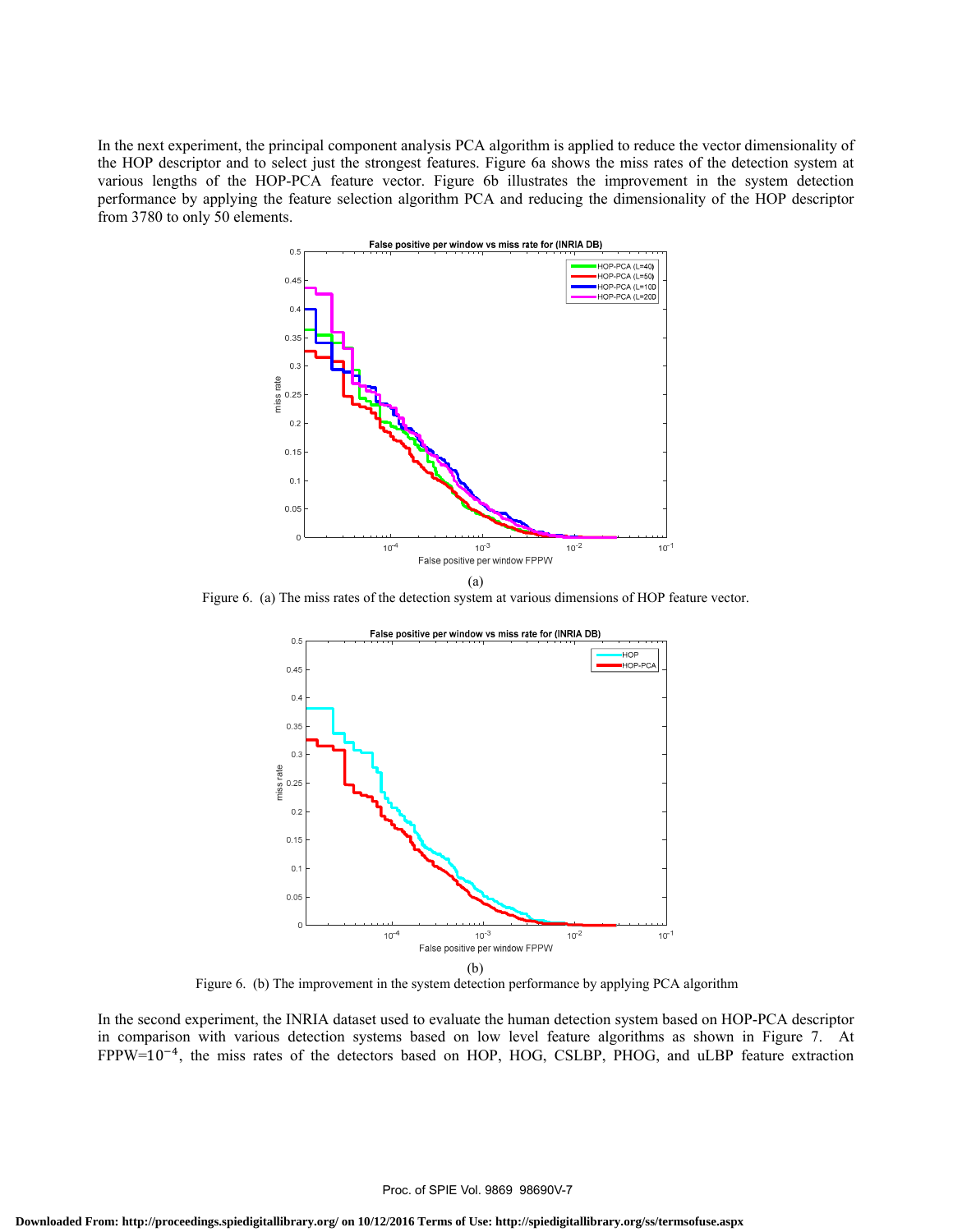In the next experiment, the principal component analysis PCA algorithm is applied to reduce the vector dimensionality of the HOP descriptor and to select just the strongest features. Figure 6a shows the miss rates of the detection system at various lengths of the HOP-PCA feature vector. Figure 6b illustrates the improvement in the system detection performance by applying the feature selection algorithm PCA and reducing the dimensionality of the HOP descriptor from 3780 to only 50 elements.

(a)

Figure 6. (a) The miss rates of the detection system at various dimensions of HOP feature vector.

(b)

Figure 6. (b) The improvement in the system detection performance by applying PCA algorithm

In the second experiment, the INRIA dataset used to evaluate the human detection system based on HOP-PCA descriptor in comparison with various detection systems based on low level feature algorithms as shown in Figure 7. At FPPW=$10^{-4}$, the miss rates of the detectors based on HOP, HOG, CSLBP, PHOG, and uLBP feature extraction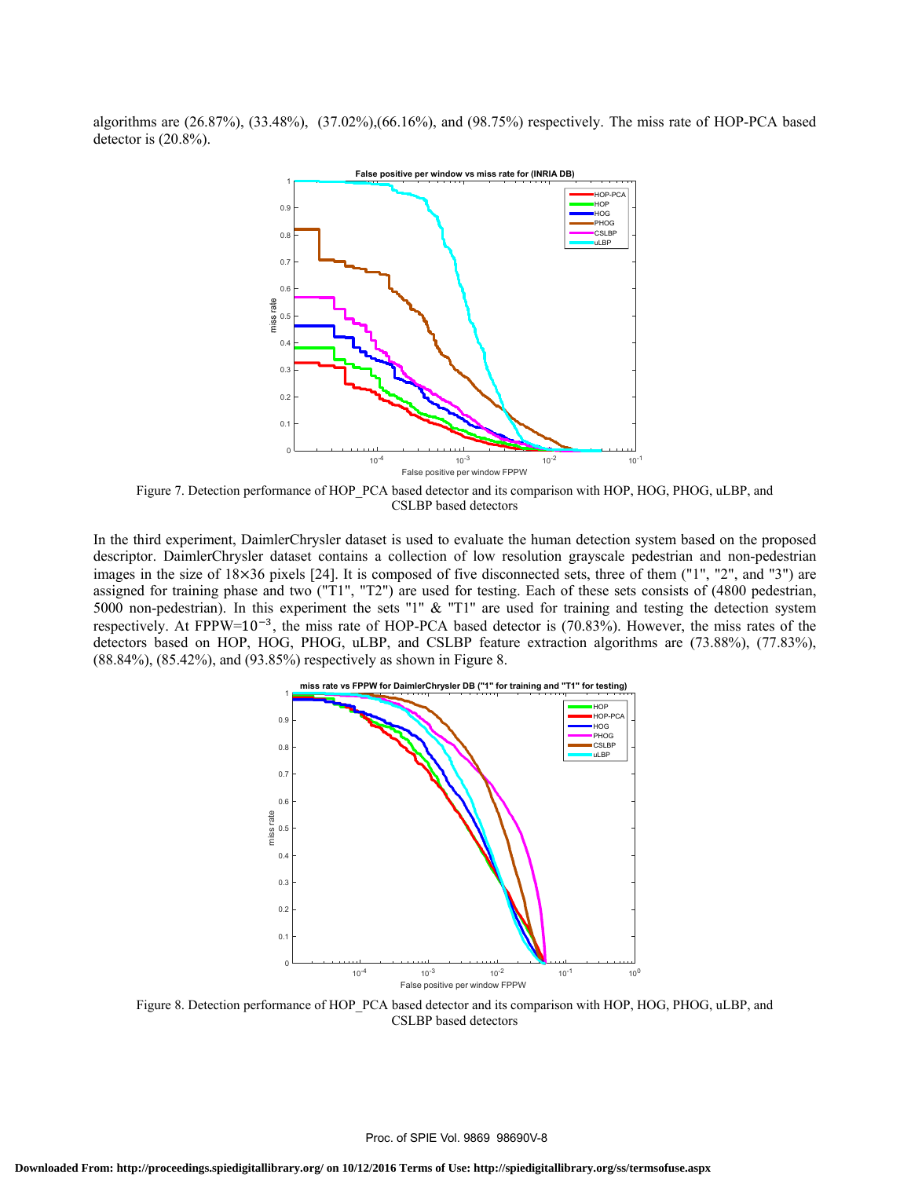algorithms are (26.87%), (33.48%), (37.02%),(66.16%), and (98.75%) respectively. The miss rate of HOP-PCA based detector is (20.8%).

Figure 7. Detection performance of HOP_PCA based detector and its comparison with HOP, HOG, PHOG, uLBP, and CSLBP based detectors

In the third experiment, DaimlerChrysler dataset is used to evaluate the human detection system based on the proposed descriptor. DaimlerChrysler dataset contains a collection of low resolution grayscale pedestrian and non-pedestrian images in the size of 18×36 pixels [24]. It is composed of five disconnected sets, three of them ("1", "2", and "3") are assigned for training phase and two ("T1", "T2") are used for testing. Each of these sets consists of (4800 pedestrian, 5000 non-pedestrian). In this experiment the sets "1" & "T1" are used for training and testing the detection system respectively. At FPPW=$10^{-3}$, the miss rate of HOP-PCA based detector is (70.83%). However, the miss rates of the detectors based on HOP, HOG, PHOG, uLBP, and CSLBP feature extraction algorithms are (73.88%), (77.83%), (88.84%), (85.42%), and (93.85%) respectively as shown in Figure 8.

Figure 8. Detection performance of HOP_PCA based detector and its comparison with HOP, HOG, PHOG, uLBP, and CSLBP based detectors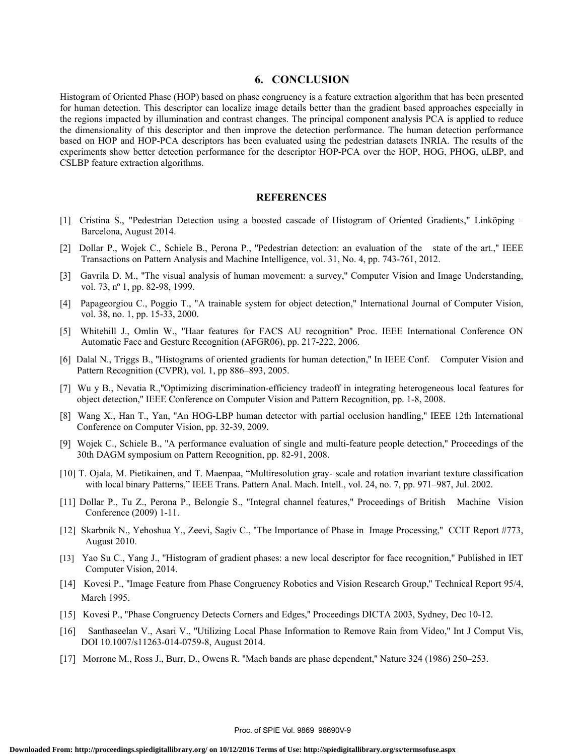## 6. CONCLUSION

Histogram of Oriented Phase (HOP) based on phase congruency is a feature extraction algorithm that has been presented for human detection. This descriptor can localize image details better than the gradient based approaches especially in the regions impacted by illumination and contrast changes. The principal component analysis PCA is applied to reduce the dimensionality of this descriptor and then improve the detection performance. The human detection performance based on HOP and HOP-PCA descriptors has been evaluated using the pedestrian datasets INRIA. The results of the experiments show better detection performance for the descriptor HOP-PCA over the HOP, HOG, PHOG, uLBP, and CSLBP feature extraction algorithms.

## REFERENCES

[1] Cristina S., "Pedestrian Detection using a boosted cascade of Histogram of Oriented Gradients," Linköping – Barcelona, August 2014.

[2] Dollar P., Wojek C., Schiele B., Perona P., "Pedestrian detection: an evaluation of the state of the art.," IEEE Transactions on Pattern Analysis and Machine Intelligence, vol. 31, No. 4, pp. 743-761, 2012.

[3] Gavrila D. M., "The visual analysis of human movement: a survey," Computer Vision and Image Understanding, vol. 73, nº 1, pp. 82-98, 1999.

[4] Papageorgiou C., Poggio T., "A trainable system for object detection," International Journal of Computer Vision, vol. 38, no. 1, pp. 15-33, 2000.

[5] Whitehill J., Omlin W., "Haar features for FACS AU recognition" Proc. IEEE International Conference ON Automatic Face and Gesture Recognition (AFGR06), pp. 217-222, 2006.

[6] Dalal N., Triggs B., "Histograms of oriented gradients for human detection," In IEEE Conf. Computer Vision and Pattern Recognition (CVPR), vol. 1, pp 886–893, 2005.

[7] Wu y B., Nevatia R.,"Optimizing discrimination-efficiency tradeoff in integrating heterogeneous local features for object detection," IEEE Conference on Computer Vision and Pattern Recognition, pp. 1-8, 2008.

[8] Wang X., Han T., Yan, "An HOG-LBP human detector with partial occlusion handling," IEEE 12th International Conference on Computer Vision, pp. 32-39, 2009.

[9] Wojek C., Schiele B., "A performance evaluation of single and multi-feature people detection," Proceedings of the 30th DAGM symposium on Pattern Recognition, pp. 82-91, 2008.

[10] T. Ojala, M. Pietikainen, and T. Maenpaa, "Multiresolution gray- scale and rotation invariant texture classification with local binary Patterns," IEEE Trans. Pattern Anal. Mach. Intell., vol. 24, no. 7, pp. 971–987, Jul. 2002.

[11] Dollar P., Tu Z., Perona P., Belongie S., "Integral channel features," Proceedings of British Machine Vision Conference (2009) 1-11.

[12] Skarbnik N., Yehoshua Y., Zeevi, Sagiv C., "The Importance of Phase in Image Processing," CCIT Report #773, August 2010.

[13] Yao Su C., Yang J., "Histogram of gradient phases: a new local descriptor for face recognition," Published in IET Computer Vision, 2014.

[14] Kovesi P., "Image Feature from Phase Congruency Robotics and Vision Research Group," Technical Report 95/4, March 1995.

[15] Kovesi P., "Phase Congruency Detects Corners and Edges," Proceedings DICTA 2003, Sydney, Dec 10-12.

[16] Santhaseelan V., Asari V., "Utilizing Local Phase Information to Remove Rain from Video," Int J Comput Vis, DOI 10.1007/s11263-014-0759-8, August 2014.

[17] Morrone M., Ross J., Burr, D., Owens R. "Mach bands are phase dependent," Nature 324 (1986) 250–253.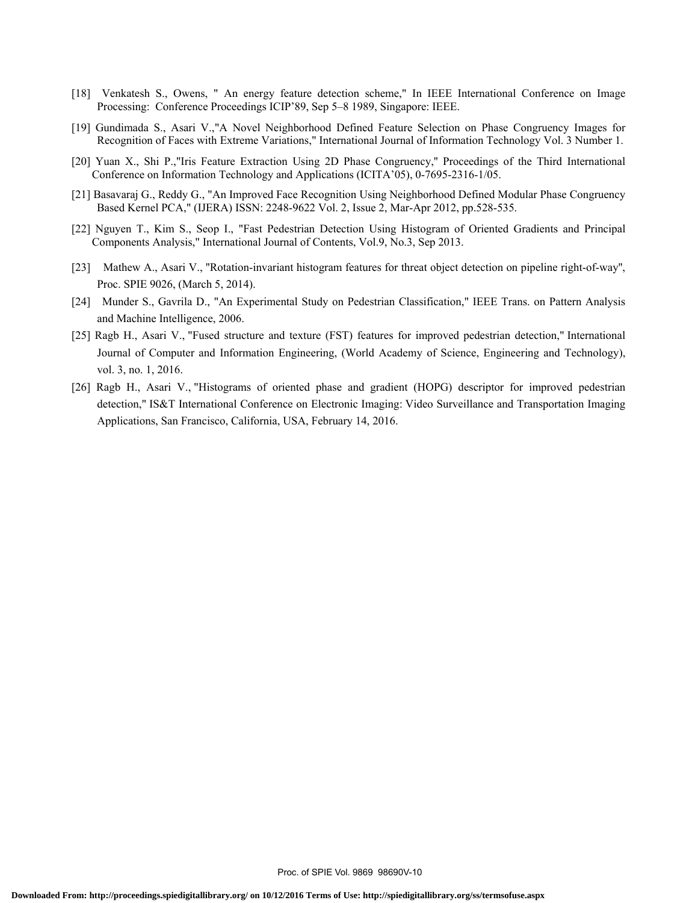[18] Venkatesh S., Owens, " An energy feature detection scheme," In IEEE International Conference on Image Processing: Conference Proceedings ICIP'89, Sep 5–8 1989, Singapore: IEEE.

[19] Gundimada S., Asari V.,"A Novel Neighborhood Defined Feature Selection on Phase Congruency Images for Recognition of Faces with Extreme Variations," International Journal of Information Technology Vol. 3 Number 1.

[20] Yuan X., Shi P.,"Iris Feature Extraction Using 2D Phase Congruency," Proceedings of the Third International Conference on Information Technology and Applications (ICITA'05), 0-7695-2316-1/05.

[21] Basavaraj G., Reddy G., "An Improved Face Recognition Using Neighborhood Defined Modular Phase Congruency Based Kernel PCA," (IJERA) ISSN: 2248-9622 Vol. 2, Issue 2, Mar-Apr 2012, pp.528-535.

[22] Nguyen T., Kim S., Seop I., "Fast Pedestrian Detection Using Histogram of Oriented Gradients and Principal Components Analysis," International Journal of Contents, Vol.9, No.3, Sep 2013.

[23] Mathew A., Asari V., "Rotation-invariant histogram features for threat object detection on pipeline right-of-way", Proc. SPIE 9026, (March 5, 2014).

[24] Munder S., Gavrila D., "An Experimental Study on Pedestrian Classification," IEEE Trans. on Pattern Analysis and Machine Intelligence, 2006.

[25] Ragb H., Asari V., "Fused structure and texture (FST) features for improved pedestrian detection," International Journal of Computer and Information Engineering, (World Academy of Science, Engineering and Technology), vol. 3, no. 1, 2016.

[26] Ragb H., Asari V., "Histograms of oriented phase and gradient (HOPG) descriptor for improved pedestrian detection," IS&T International Conference on Electronic Imaging: Video Surveillance and Transportation Imaging Applications, San Francisco, California, USA, February 14, 2016.